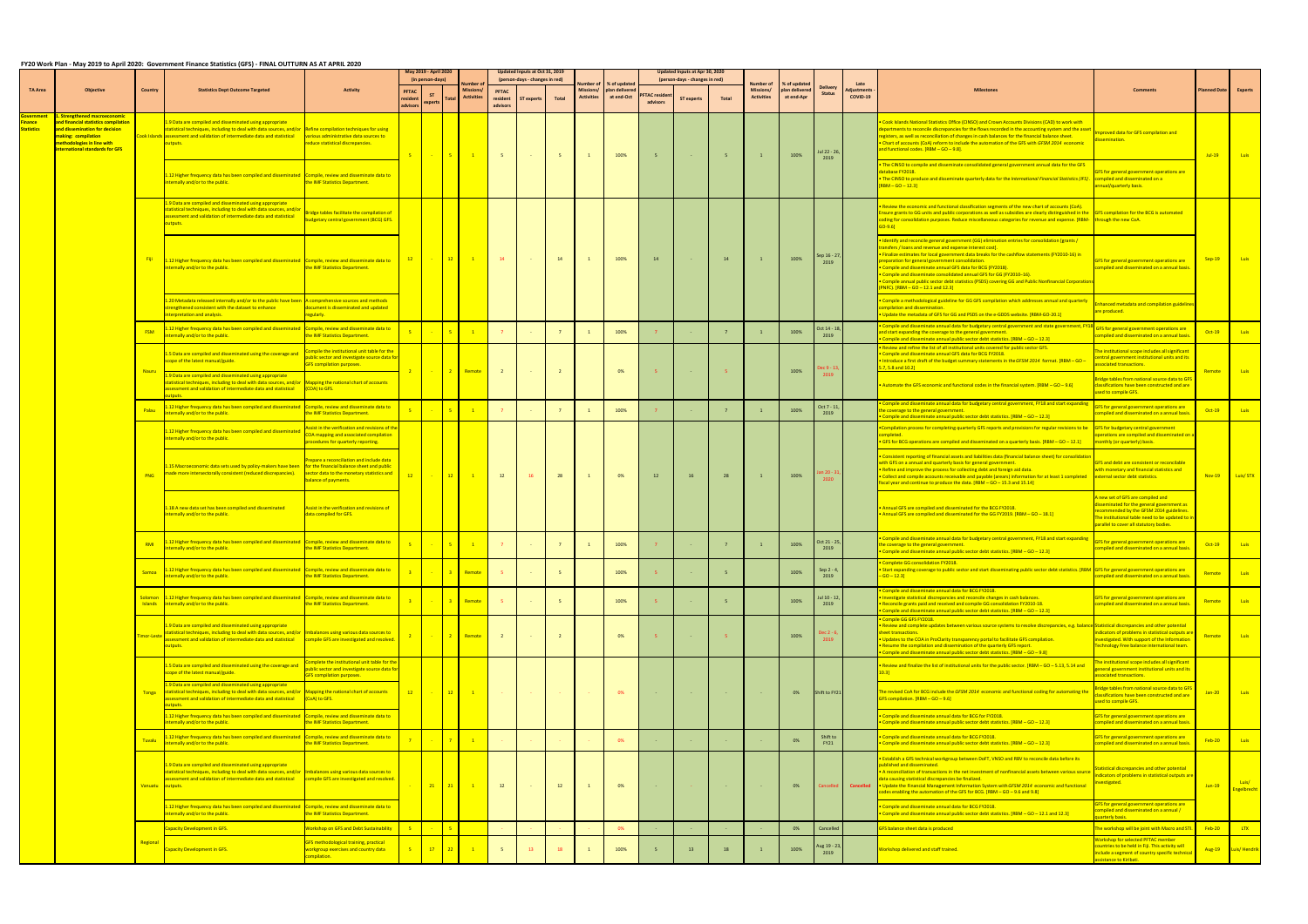# FY20 Work Plan - May 2019 to April 2020: Government Finance Statistics (GFS) - FINAL OUTTURN AS AT APRIL 2020

| TA Area | Objective | Country | Statistics Dept Outcome Targeted | Activity | May 2019 - April 2020 (in person-days) PFTAC resident advisors | ST experts | Total | Number of Missions/ Activities | Updated inputs at Oct 31, 2019 (person-days - changes in red) PFTAC resident advisors | ST experts | Total | Number of Missions/ Activities | % of updated plan delivered at end-Oct | Updated inputs at Apr 30, 2020 (person-days - changes in red) PFTAC resident advisors | ST experts | Total | Number of Missions/ Activities | % of updated plan delivered at end-Apr | Delivery Status | Late Adjustments - COVID-19 | Milestones | Comments | Planned Date | Experts |
|---|---|---|---|---|---|---|---|---|---|---|---|---|---|---|---|---|---|---|---|---|---|---|---|---|
| Government Finance Statistics | 1. Strengthened macroeconomic and financial statistics compilation and dissemination for decision making: compilation methodologies in line with international standards for GFS | Cook Islands | 1.9 Data are compiled and disseminated using appropriate statistical techniques, including to deal with data sources, and/or assessment and validation of intermediate data and statistical outputs. | Refine compilation techniques for using various administrative data sources to reduce statistical discrepancies. | 5 | - | 5 | 1 | 5 | - | 5 | 1 | 100% | 5 | - | 5 | 1 | 100% | Jul 22 - 26, 2019 | | • Cook Islands National Statistics Office (CINSO) and Crown Accounts Divisions (CAD) to work with departments to reconcile discrepancies for the flows recorded in the accounting system and the asset registers, as well as reconciliation of changes in cash balances for the financial balance sheet. • Chart of accounts [CoA] reform to include the automation of the GFS with *GFSM 2014* economic and functional codes. [RBM – GO – 9.8]. | Improved data for GFS compilation and dissemination. | Jul-19 | Luis |
| | | | 1.12 Higher frequency data has been compiled and disseminated internally and/or to the public. | Compile, review and disseminate data to the IMF Statistics Department. | | | | | | | | | | | | | | | | | • The CINSO to compile and disseminate consolidated general government annual data for the GFS database FY2018. • The CINSO to produce and disseminate quarterly data for the *International Financial Statistics (IFS)*. [RBM – GO – 12.3] | GFS for general government operations are compiled and disseminated on a annual/quarterly basis. | | |
| | | Fiji | 1.9 Data are compiled and disseminated using appropriate statistical techniques, including to deal with data sources, and/or assessment and validation of intermediate data and statistical outputs. | Bridge tables facilitate the compilation of budgetary central government (BCG) GFS. | 12 | - | 12 | 1 | 14 | - | 14 | 1 | 100% | 14 | - | 14 | 1 | 100% | Sep 16 - 27, 2019 | | • Review the economic and functional classification segments of the new chart of accounts (CoA). Ensure grants to GG units and public corporations as well as subsidies are clearly distinguished in the coding for consolidation purposes. Reduce miscellaneous categories for revenue and expense. [RBM-GO-9.6] | GFS compilation for the BCG is automated through the new CoA. | Sep-19 | Luis |
| | | | 1.12 Higher frequency data has been compiled and disseminated internally and/or to the public. | Compile, review and disseminate data to the IMF Statistics Department. | | | | | | | | | | | | | | | | | • Identify and reconcile general government (GG) elimination entries for consolidation [grants / transfers / loans and revenue and expense interest cost]. • Finalize estimates for local government data breaks for the cashflow statements (FY2010-16) in preparation for general government consolidation. • Compile and disseminate annual GFS data for BCG (FY2018). • Compile and disseminate consolidated annual GFS for GG (FY2010–16). • Compile annual public sector debt statistics (PSDS) covering GG and Public Nonfinancial Corporations (PNFC). [RBM – GO – 12.1 and 12.3] | GFS for general government operations are compiled and disseminated on a annual basis. | | |
| | | | 1.20 Metadata released internally and/or to the public have been strengthened consistent with the dataset to enhance interpretation and analysis. | A comprehensive sources and methods document is disseminated and updated regularly. | | | | | | | | | | | | | | | | | • Compile a methodological guideline for GG GFS compilation which addresses annual and quarterly compilation and dissemination. • Update the metadata of GFS for GG and PSDS on the e-GDDS website. [RBM-GO-20.1] | Enhanced metadata and compilation guidelines are produced. | | |
| | | FSM | 1.12 Higher frequency data has been compiled and disseminated internally and/or to the public. | Compile, review and disseminate data to the IMF Statistics Department. | 5 | - | 5 | 1 | 7 | - | 7 | 1 | 100% | 7 | - | 7 | 1 | 100% | Oct 14 - 18, 2019 | | • Compile and disseminate annual data for budgetary central government and state government, FY18 and start expanding the coverage to the general government. • Compile and disseminate annual public sector debt statistics. [RBM – GO – 12.3] | GFS for general government operations are compiled and disseminated on a annual basis. | Oct-19 | Luis |
| | | Nauru | 1.5 Data are compiled and disseminated using the coverage and scope of the latest manual/guide. | Compile the institutional unit table for the public sector and investigate source data for GFS compilation purposes. | 2 | - | 2 | Remote | 2 | - | 2 | | 0% | 5 | - | 5 | | 100% | Dec 9 - 13, 2019 | | • Review and refine the list of all institutional units covered for public sector GFS. • Compile and disseminate annual GFS data for BCG FY2018. • Introduce a first draft of the budget summary statements in the *GFSM 2014* format. [RBM – GO – 5.7, 5.8 and 10.2] | The institutional scope includes all significant central government institutional units and its associated transactions. | Remote | Luis |
| | | | 1.9 Data are compiled and disseminated using appropriate statistical techniques, including to deal with data sources, and/or assessment and validation of intermediate data and statistical outputs. | Mapping the national chart of accounts (COA) to GFS. | | | | | | | | | | | | | | | | | • Automate the GFS economic and functional codes in the financial system. [RBM – GO – 9.6] | Bridge tables from national source data to GFS classifications have been constructed and are used to compile GFS. | | |
| | | Palau | 1.12 Higher frequency data has been compiled and disseminated internally and/or to the public. | Compile, review and disseminate data to the IMF Statistics Department. | 5 | - | 5 | 1 | 7 | - | 7 | 1 | 100% | 7 | - | 7 | 1 | 100% | Oct 7 - 11, 2019 | | • Compile and disseminate annual data for budgetary central government, FY18 and start expanding the coverage to the general government. • Compile and disseminate annual public sector debt statistics. [RBM – GO – 12.3] | GFS for general government operations are compiled and disseminated on a annual basis. | Oct-19 | Luis |
| | | PNG | 1.12 Higher frequency data has been compiled and disseminated internally and/or to the public. | Assist in the verification and revisions of the COA mapping and associated compilation procedures for quarterly reporting. | 12 | - | 12 | 1 | 12 | 16 | 28 | 1 | 0% | 12 | 16 | 28 | 1 | 100% | Jan 20 - 31, 2020 | | • Compilation process for completing quarterly GFS reports and provisions for regular revisions to be completed. • GFS for BCG operations are compiled and disseminated on a quarterly basis. [RBM – GO – 12.1] | GFS for budgetary central government operations are compiled and disseminated on a monthly (or quarterly) basis. | Nov-19 | Luis/ STX |
| | | | 1.15 Macroeconomic data sets used by policy-makers have been made more intersectorally consistent (reduced discrepancies). | Prepare a reconciliation and include data for the financial balance sheet and public sector data to the monetary statistics and balance of payments. | | | | | | | | | | | | | | | | | • Consistent reporting of financial assets and liabilities data (financial balance sheet) for consolidation with GFS on a annual and quarterly basis for general government. • Refine and improve the process for collecting debt and foreign aid data. • Collect and compile accounts receivable and payable (arears) information for at least 1 completed fiscal year and continue to produce the data. [RBM – GO – 15.3 and 15.14] | GFS and debt are consistent or reconcilable with monetary and financial statistics and external sector debt statistics. | | |
| | | | 1.18 A new data set has been compiled and disseminated internally and/or to the public. | Assist in the verification and revisions of data compiled for GFS. | | | | | | | | | | | | | | | | | • Annual GFS are compiled and disseminated for the BCG FY2018. • Annual GFS are compiled and disseminated for the GG FY2019. [RBM – GO – 18.1] | A new set of GFS are compiled and disseminated for the general government as recommended by the *GFSM 2014* guidelines. The institutional table need to be updated to in parallel to cover all statutory bodies. | | |
| | | RMI | 1.12 Higher frequency data has been compiled and disseminated internally and/or to the public. | Compile, review and disseminate data to the IMF Statistics Department. | 5 | - | 5 | 1 | 7 | - | 7 | 1 | 100% | 7 | - | 7 | 1 | 100% | Oct 21 - 25, 2019 | | • Compile and disseminate annual data for budgetary central government, FY18 and start expanding the coverage to the general government. • Compile and disseminate annual public sector debt statistics. [RBM – GO – 12.3] | GFS for general government operations are compiled and disseminated on a annual basis. | Oct-19 | Luis |
| | | Samoa | 1.12 Higher frequency data has been compiled and disseminated internally and/or to the public. | Compile, review and disseminate data to the IMF Statistics Department. | 3 | - | 3 | Remote | 5 | - | 5 | | 100% | 5 | - | 5 | | 100% | Sep 2 - 4, 2019 | | • Complete GG consolidation FY2018. • Start expanding coverage to public sector and start disseminating public sector debt statistics. [RBM – GO – 12.3] | GFS for general government operations are compiled and disseminated on a annual basis. | Remote | Luis |
| | | Solomon Islands | 1.12 Higher frequency data has been compiled and disseminated internally and/or to the public. | Compile, review and disseminate data to the IMF Statistics Department. | 3 | - | 3 | Remote | 5 | - | 5 | | 100% | 5 | - | 5 | | 100% | Jul 10 - 12, 2019 | | • Compile and disseminate annual data for BCG FY2018. • Investigate statistical discrepancies and reconcile changes in cash balances. • Reconcile grants paid and received and compile GG consolidation FY2010-18. • Compile and disseminate annual public sector debt statistics. [RBM – GO – 12.3] | GFS for general government operations are compiled and disseminated on a annual basis. | Remote | Luis |
| | | Timor-Leste | 1.9 Data are compiled and disseminated using appropriate statistical techniques, including to deal with data sources, and/or assessment and validation of intermediate data and statistical outputs. | Imbalances using various data sources to compile GFS are investigated and resolved. | 2 | - | 2 | Remote | 2 | - | 2 | | 0% | 5 | - | 5 | | 100% | Dec 2 - 6, 2019 | | • Compile GG GFS FY2018. • Review and complete updates between various source systems to resolve discrepancies, e.g. balance sheet transactions. • Updates to the COA in ProClarity transparency portal to facilitate GFS compilation. • Resume the compilation and dissemination of the quarterly GFS report. • Compile and disseminate annual public sector debt statistics. [RBM – GO – 9.8] | Statistical discrepancies and other potential indicators of problems in statistical outputs are investigated. With support of the Information Technology Free balance international team. | Remote | Luis |
| | | Tonga | 1.5 Data are compiled and disseminated using the coverage and scope of the latest manual/guide. | Complete the institutional unit table for the public sector and investigate source data for GFS compilation purposes. | 12 | - | 12 | 1 | - | - | - | - | 0% | - | - | - | - | 0% | Shift to FY21 | | • Review and finalize the list of institutional units for the public sector. [RBM – GO – 5.13, 5.14 and 10.3] | The institutional scope includes all significant general government institutional units and its associated transactions. | Jan-20 | Luis |
| | | | 1.9 Data are compiled and disseminated using appropriate statistical techniques, including to deal with data sources, and/or assessment and validation of intermediate data and statistical outputs. | Mapping the national chart of accounts (CoA) to GFS. | | | | | | | | | | | | | | | | | The revised CoA for BCG include the *GFSM 2014* economic and functional coding for automating the GFS compilation. [RBM – GO – 9.6] | Bridge tables from national source data to GFS classifications have been constructed and are used to compile GFS. | | |
| | | | 1.12 Higher frequency data has been compiled and disseminated internally and/or to the public. | Compile, review and disseminate data to the IMF Statistics Department. | | | | | | | | | | | | | | | | | • Compile and disseminate annual data for BCG for FY2018. • Compile and disseminate annual public sector debt statistics. [RBM – GO – 12.3] | GFS for general government operations are compiled and disseminated on a annual basis. | | |
| | | Tuvalu | 1.12 Higher frequency data has been compiled and disseminated internally and/or to the public. | Compile, review and disseminate data to the IMF Statistics Department. | 7 | - | 7 | 1 | - | - | - | - | 0% | - | - | - | - | 0% | Shift to FY21 | | • Compile and disseminate annual data for BCG FY2018. • Compile and disseminate annual public sector debt statistics. [RBM – GO – 12.3] | GFS for general government operations are compiled and disseminated on a annual basis. | Feb-20 | Luis |
| | | Vanuatu | 1.9 Data are compiled and disseminated using appropriate statistical techniques, including to deal with data sources, and/or assessment and validation of intermediate data and statistical outputs. | Imbalances using various data sources to compile GFS are investigated and resolved. | - | 21 | 21 | 1 | 12 | - | 12 | 1 | 0% | - | - | - | - | 0% | Cancelled | Cancelled | • Establish a GFS technical workgroup between DoFT, VNSO and RBV to reconcile data before its published and disseminated. • A reconciliation of transactions in the net investment of nonfinancial assets between various source data causing statistical discrepancies be finalized. • Update the Financial Management Information System with *GFSM 2014* economic and functional codes enabling the automation of the GFS for BCG. [RBM – GO – 9.6 and 9.8] | Statistical discrepancies and other potential indicators of problems in statistical outputs are investigated. | Jun-19 | Luis/ Engelbrecht |
| | | | 1.12 Higher frequency data has been compiled and disseminated internally and/or to the public. | Compile, review and disseminate data to the IMF Statistics Department. | | | | | | | | | | | | | | | | | • Compile and disseminate annual data for BCG FY2018. • Compile and disseminate annual public sector debt statistics. [RBM – GO – 12.1 and 12.3] | GFS for general government operations are compiled and disseminated on a annual / quarterly basis. | | |
| | | Regional | Capacity Development in GFS. | Workshop on GFS and Debt Sustainability | 5 | - | 5 | | - | - | - | - | 0% | - | - | - | - | 0% | Cancelled | | GFS balance sheet data is produced | The workshop will be joint with Macro and STI. | Feb-20 | LTX |
| | | | Capacity Development in GFS. | GFS methodological training, practical workgroup exercises and country data compilation. | 5 | 17 | 22 | 1 | 5 | 13 | 18 | 1 | 100% | 5 | 13 | 18 | 1 | 100% | Aug 19 - 23, 2019 | | Workshop delivered and staff trained. | Workshop for selected PFTAC member countries to be held in Fiji. This activity will include a segment of country specific technical assistance to Kiribati. | Aug-19 | Luis/ Hendrik |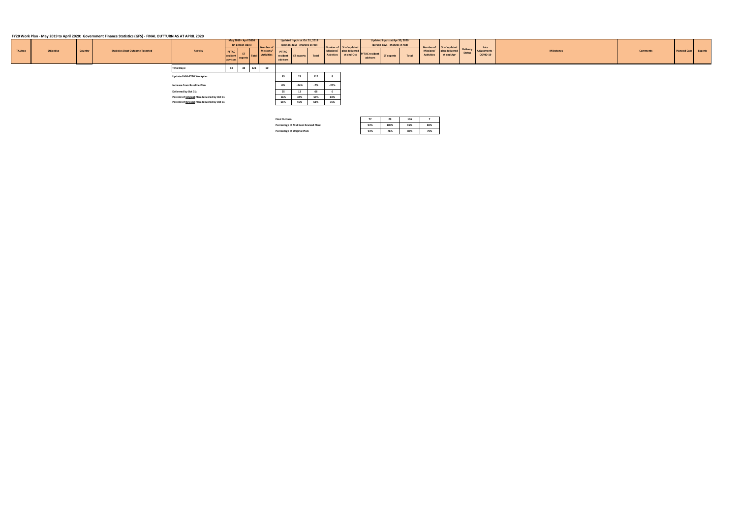FY20 Work Plan - May 2019 to April 2020: Government Finance Statistics (GFS) - FINAL OUTTURN AS AT APRIL 2020

| TA Area | Objective | Country | Statistics Dept Outcome Targeted | Activity | May 2019 - April 2020 (in person-days) | | | Number of Missions/ Activities | Updated inputs at Oct 31, 2019 (person-days - changes in red) | | | Number of Missions/ Activities | % of updated plan delivered at end-Oct | Updated inputs at Apr 30, 2020 (person-days - changes in red) | | | Number of Missions/ Activities | % of updated plan delivered at end-Apr | Delivery Status | Late Adjustments - COVID-19 | Milestones | Comments | Planned Date | Experts |
|---|---|---|---|---|---|---|---|---|---|---|---|---|---|---|---|---|---|---|---|---|---|---|---|---|
| | | | | | PFTAC resident advisors | ST experts | Total | | PFTAC resident advisors | ST experts | Total | | | PFTAC resident advisors | ST experts | Total | | | | | | | | |
| | | | | Total Days: | 83 | 38 | 121 | 10 | | | | | | | | | | | | | | | | |
| | | | | Updated Mid-FY20 Workplan: | | | | | 83 | 29 | 112 | 8 | | | | | | | | | | | | |
| | | | | Increase from Baseline Plan: | | | | | 0% | -24% | -7% | -20% | | | | | | | | | | | | |
| | | | | Delivered by Oct 31: | | | | | 55 | 13 | 68 | 6 | | | | | | | | | | | | |
| | | | | Percent of Original Plan delivered by Oct 31 | | | | | 66% | 34% | 56% | 60% | | | | | | | | | | | | |
| | | | | Percent of Revised Plan delivered by Oct 31 | | | | | 66% | 45% | 61% | 75% | | | | | | | | | | | | |
| | | | | | | | | | Final Outturn: | | | | | 77 | 29 | 106 | 7 | | | | | | | |
| | | | | | | | | | Percentage of Mid-Year Revised Plan: | | | | | 93% | 100% | 95% | 88% | | | | | | | |
| | | | | | | | | | Percentage of Original Plan: | | | | | 93% | 76% | 88% | 70% | | | | | | | |